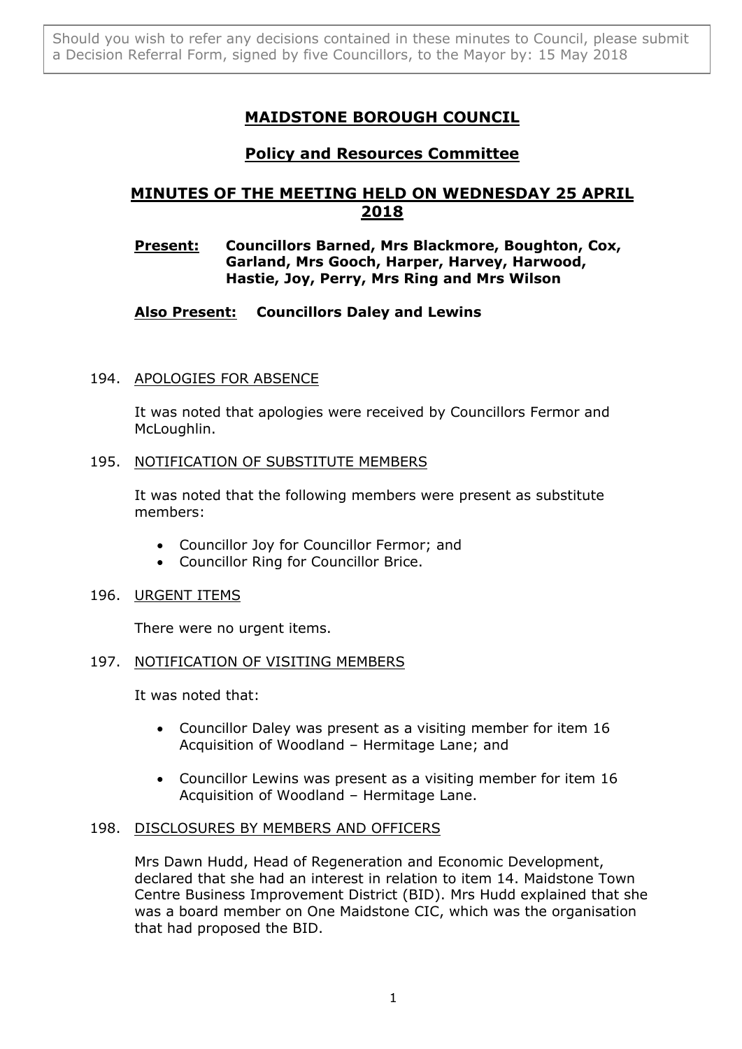Should you wish to refer any decisions contained in these minutes to Council, please submit a Decision Referral Form, signed by five Councillors, to the Mayor by: 15 May 2018

# MAIDSTONE BOROUGH COUNCIL

## Policy and Resources Committee

## MINUTES OF THE MEETING HELD ON WEDNESDAY 25 APRIL 2018

**Present: Councillors Barned, Mrs Blackmore, Boughton, Cox, Garland, Mrs Gooch, Harper, Harvey, Harwood, Hastie, Joy, Perry, Mrs Ring and Mrs Wilson**

**Also Present: Councillors Daley and Lewins**

194. APOLOGIES FOR ABSENCE

It was noted that apologies were received by Councillors Fermor and McLoughlin.

195. NOTIFICATION OF SUBSTITUTE MEMBERS

It was noted that the following members were present as substitute members:

- Councillor Joy for Councillor Fermor; and
- Councillor Ring for Councillor Brice.

196. URGENT ITEMS

There were no urgent items.

197. NOTIFICATION OF VISITING MEMBERS

It was noted that:

- Councillor Daley was present as a visiting member for item 16 Acquisition of Woodland – Hermitage Lane; and
- Councillor Lewins was present as a visiting member for item 16 Acquisition of Woodland – Hermitage Lane.

198. DISCLOSURES BY MEMBERS AND OFFICERS

Mrs Dawn Hudd, Head of Regeneration and Economic Development, declared that she had an interest in relation to item 14. Maidstone Town Centre Business Improvement District (BID). Mrs Hudd explained that she was a board member on One Maidstone CIC, which was the organisation that had proposed the BID.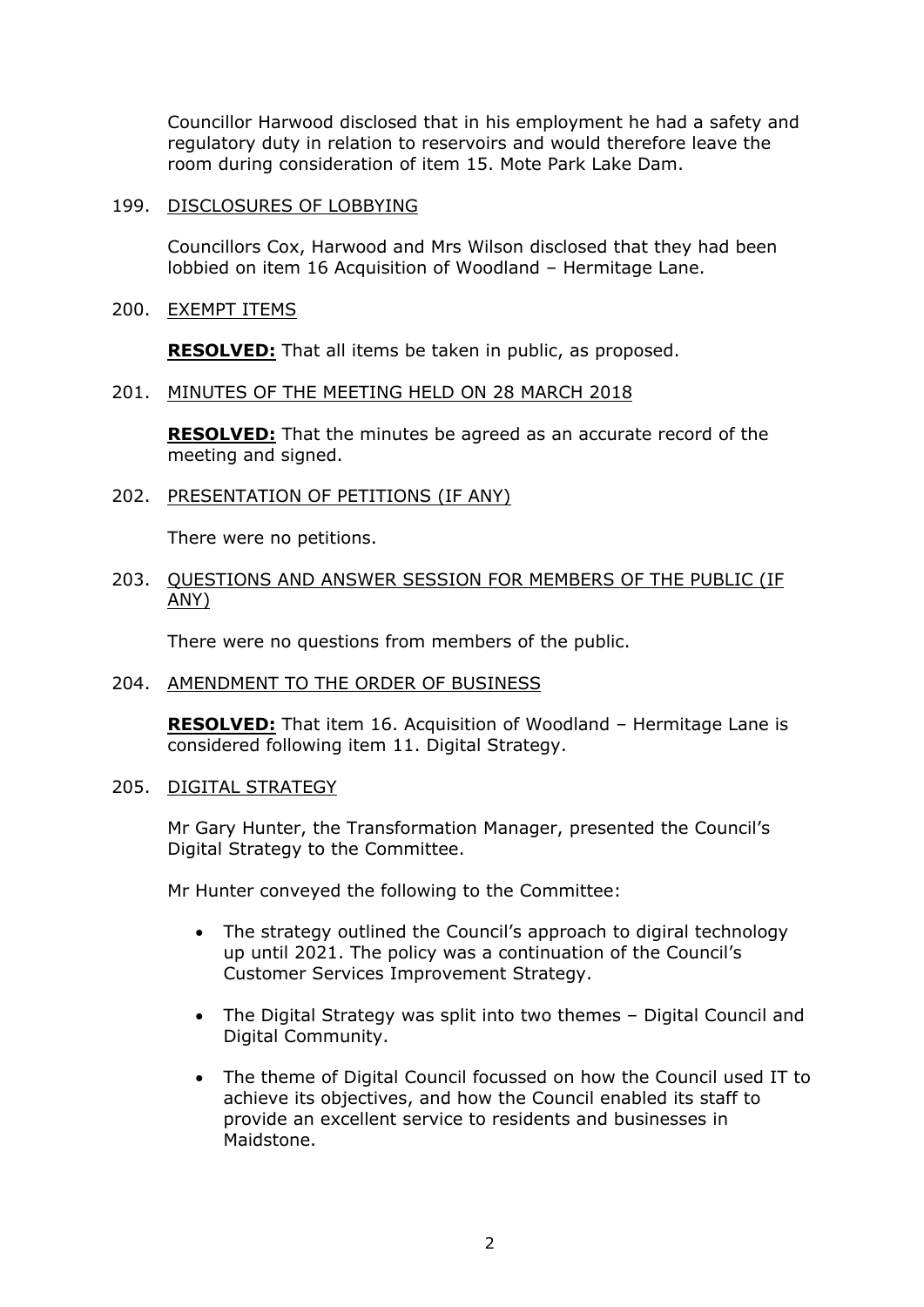Councillor Harwood disclosed that in his employment he had a safety and regulatory duty in relation to reservoirs and would therefore leave the room during consideration of item 15. Mote Park Lake Dam.

199. DISCLOSURES OF LOBBYING

Councillors Cox, Harwood and Mrs Wilson disclosed that they had been lobbied on item 16 Acquisition of Woodland – Hermitage Lane.

200. EXEMPT ITEMS

**RESOLVED:** That all items be taken in public, as proposed.

201. MINUTES OF THE MEETING HELD ON 28 MARCH 2018

**RESOLVED:** That the minutes be agreed as an accurate record of the meeting and signed.

202. PRESENTATION OF PETITIONS (IF ANY)

There were no petitions.

203. QUESTIONS AND ANSWER SESSION FOR MEMBERS OF THE PUBLIC (IF ANY)

There were no questions from members of the public.

204. AMENDMENT TO THE ORDER OF BUSINESS

**RESOLVED:** That item 16. Acquisition of Woodland – Hermitage Lane is considered following item 11. Digital Strategy.

205. DIGITAL STRATEGY

Mr Gary Hunter, the Transformation Manager, presented the Council's Digital Strategy to the Committee.

Mr Hunter conveyed the following to the Committee:

- The strategy outlined the Council's approach to digiral technology up until 2021. The policy was a continuation of the Council's Customer Services Improvement Strategy.

- The Digital Strategy was split into two themes – Digital Council and Digital Community.

- The theme of Digital Council focussed on how the Council used IT to achieve its objectives, and how the Council enabled its staff to provide an excellent service to residents and businesses in Maidstone.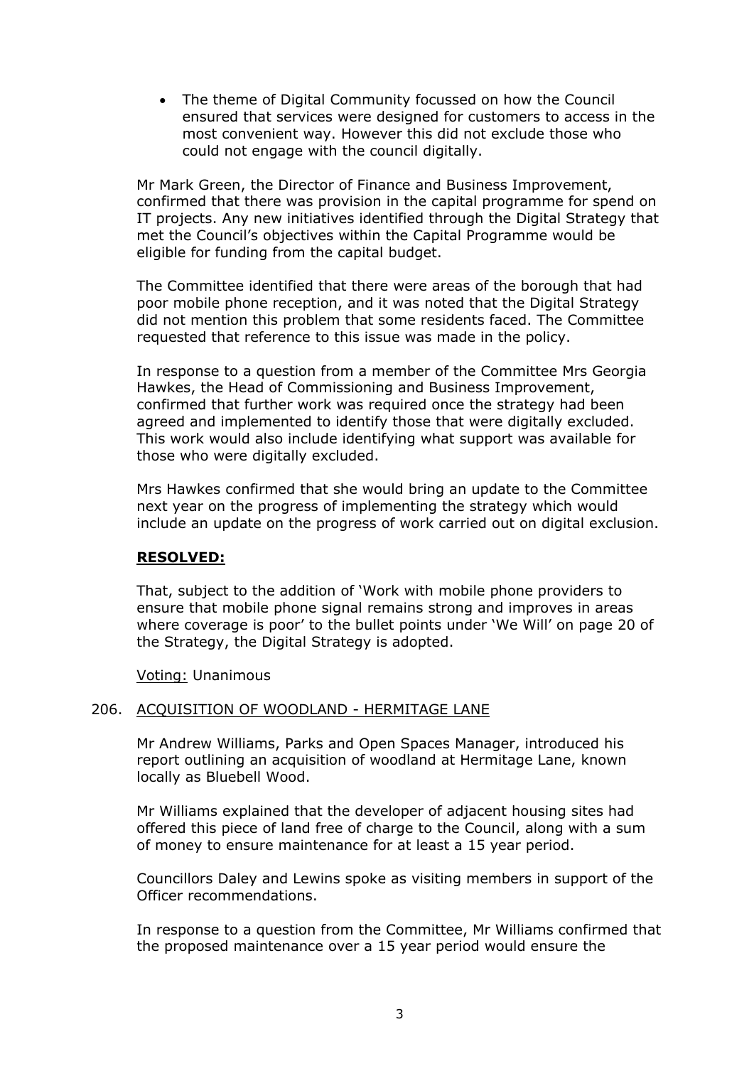- The theme of Digital Community focussed on how the Council ensured that services were designed for customers to access in the most convenient way. However this did not exclude those who could not engage with the council digitally.

Mr Mark Green, the Director of Finance and Business Improvement, confirmed that there was provision in the capital programme for spend on IT projects. Any new initiatives identified through the Digital Strategy that met the Council's objectives within the Capital Programme would be eligible for funding from the capital budget.

The Committee identified that there were areas of the borough that had poor mobile phone reception, and it was noted that the Digital Strategy did not mention this problem that some residents faced. The Committee requested that reference to this issue was made in the policy.

In response to a question from a member of the Committee Mrs Georgia Hawkes, the Head of Commissioning and Business Improvement, confirmed that further work was required once the strategy had been agreed and implemented to identify those that were digitally excluded. This work would also include identifying what support was available for those who were digitally excluded.

Mrs Hawkes confirmed that she would bring an update to the Committee next year on the progress of implementing the strategy which would include an update on the progress of work carried out on digital exclusion.

**RESOLVED:**

That, subject to the addition of 'Work with mobile phone providers to ensure that mobile phone signal remains strong and improves in areas where coverage is poor' to the bullet points under 'We Will' on page 20 of the Strategy, the Digital Strategy is adopted.

Voting: Unanimous

206. ACQUISITION OF WOODLAND - HERMITAGE LANE

Mr Andrew Williams, Parks and Open Spaces Manager, introduced his report outlining an acquisition of woodland at Hermitage Lane, known locally as Bluebell Wood.

Mr Williams explained that the developer of adjacent housing sites had offered this piece of land free of charge to the Council, along with a sum of money to ensure maintenance for at least a 15 year period.

Councillors Daley and Lewins spoke as visiting members in support of the Officer recommendations.

In response to a question from the Committee, Mr Williams confirmed that the proposed maintenance over a 15 year period would ensure the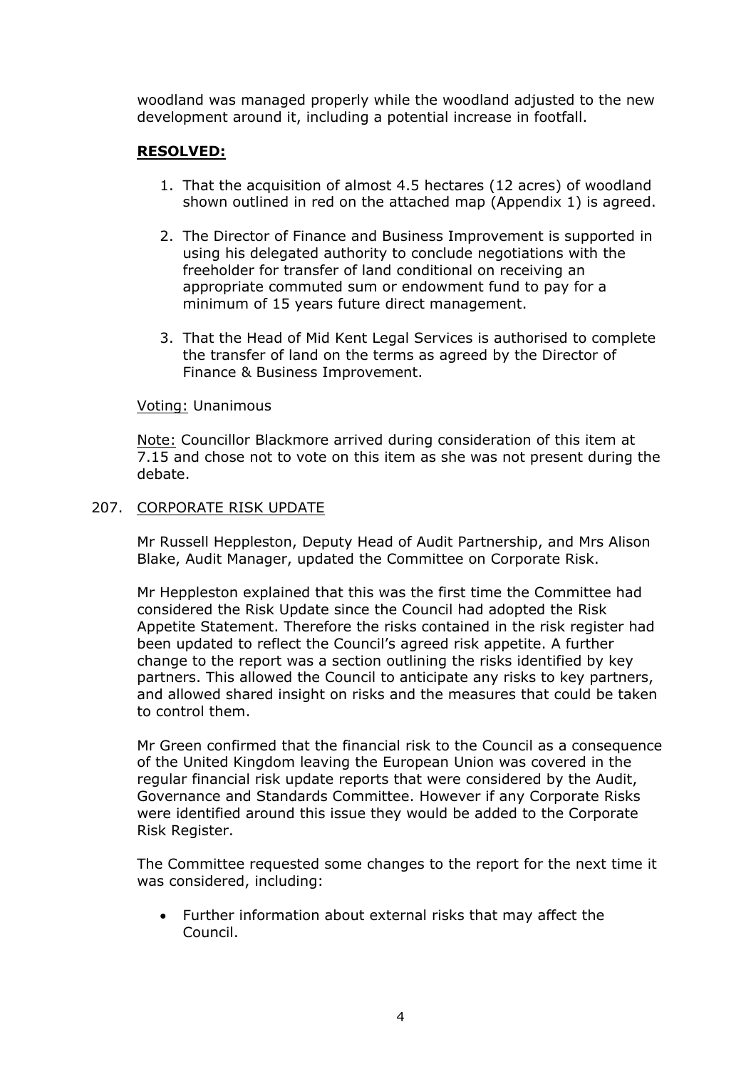woodland was managed properly while the woodland adjusted to the new development around it, including a potential increase in footfall.

**RESOLVED:**

1. That the acquisition of almost 4.5 hectares (12 acres) of woodland shown outlined in red on the attached map (Appendix 1) is agreed.

2. The Director of Finance and Business Improvement is supported in using his delegated authority to conclude negotiations with the freeholder for transfer of land conditional on receiving an appropriate commuted sum or endowment fund to pay for a minimum of 15 years future direct management.

3. That the Head of Mid Kent Legal Services is authorised to complete the transfer of land on the terms as agreed by the Director of Finance & Business Improvement.

Voting: Unanimous

Note: Councillor Blackmore arrived during consideration of this item at 7.15 and chose not to vote on this item as she was not present during the debate.

207. CORPORATE RISK UPDATE

Mr Russell Heppleston, Deputy Head of Audit Partnership, and Mrs Alison Blake, Audit Manager, updated the Committee on Corporate Risk.

Mr Heppleston explained that this was the first time the Committee had considered the Risk Update since the Council had adopted the Risk Appetite Statement. Therefore the risks contained in the risk register had been updated to reflect the Council's agreed risk appetite. A further change to the report was a section outlining the risks identified by key partners. This allowed the Council to anticipate any risks to key partners, and allowed shared insight on risks and the measures that could be taken to control them.

Mr Green confirmed that the financial risk to the Council as a consequence of the United Kingdom leaving the European Union was covered in the regular financial risk update reports that were considered by the Audit, Governance and Standards Committee. However if any Corporate Risks were identified around this issue they would be added to the Corporate Risk Register.

The Committee requested some changes to the report for the next time it was considered, including:

- Further information about external risks that may affect the Council.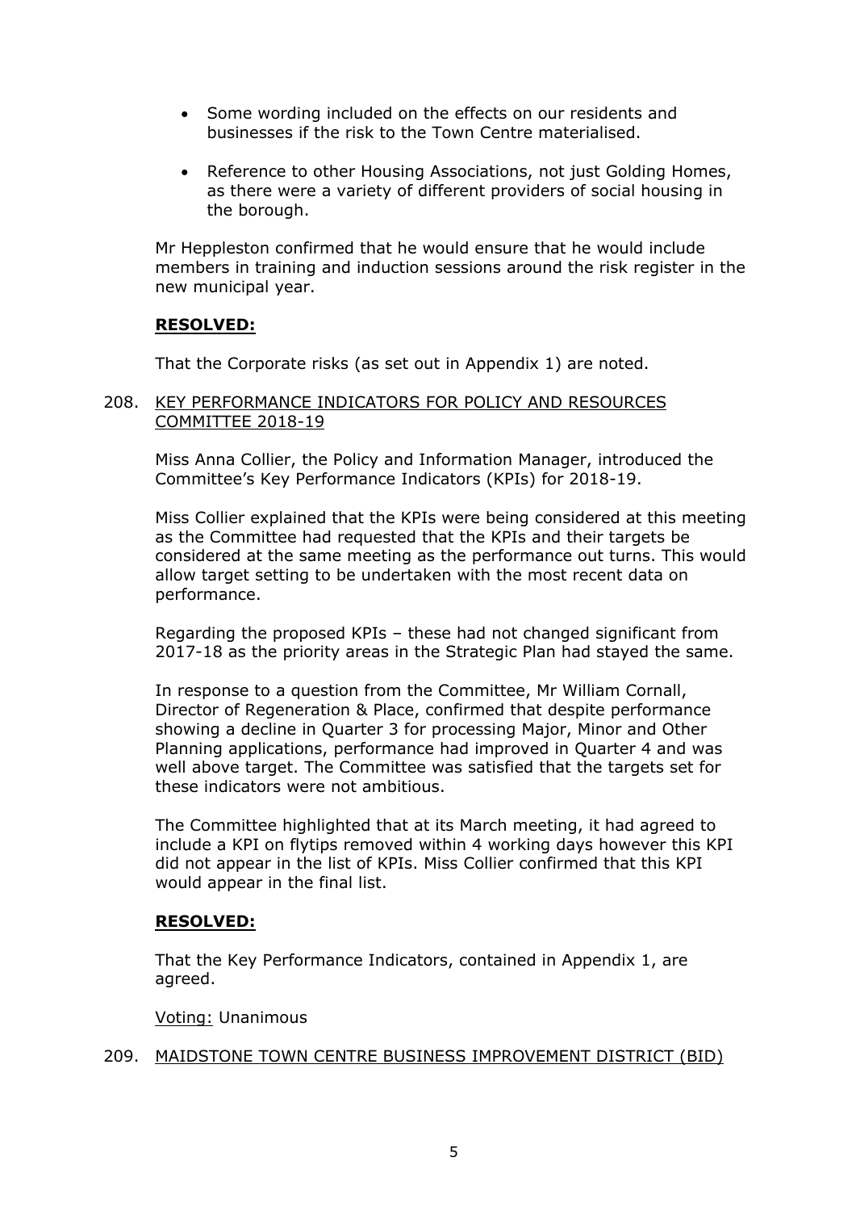- Some wording included on the effects on our residents and businesses if the risk to the Town Centre materialised.

- Reference to other Housing Associations, not just Golding Homes, as there were a variety of different providers of social housing in the borough.

Mr Heppleston confirmed that he would ensure that he would include members in training and induction sessions around the risk register in the new municipal year.

**RESOLVED:**

That the Corporate risks (as set out in Appendix 1) are noted.

208. KEY PERFORMANCE INDICATORS FOR POLICY AND RESOURCES COMMITTEE 2018-19

Miss Anna Collier, the Policy and Information Manager, introduced the Committee's Key Performance Indicators (KPIs) for 2018-19.

Miss Collier explained that the KPIs were being considered at this meeting as the Committee had requested that the KPIs and their targets be considered at the same meeting as the performance out turns. This would allow target setting to be undertaken with the most recent data on performance.

Regarding the proposed KPIs – these had not changed significant from 2017-18 as the priority areas in the Strategic Plan had stayed the same.

In response to a question from the Committee, Mr William Cornall, Director of Regeneration & Place, confirmed that despite performance showing a decline in Quarter 3 for processing Major, Minor and Other Planning applications, performance had improved in Quarter 4 and was well above target. The Committee was satisfied that the targets set for these indicators were not ambitious.

The Committee highlighted that at its March meeting, it had agreed to include a KPI on flytips removed within 4 working days however this KPI did not appear in the list of KPIs. Miss Collier confirmed that this KPI would appear in the final list.

**RESOLVED:**

That the Key Performance Indicators, contained in Appendix 1, are agreed.

Voting: Unanimous

209. MAIDSTONE TOWN CENTRE BUSINESS IMPROVEMENT DISTRICT (BID)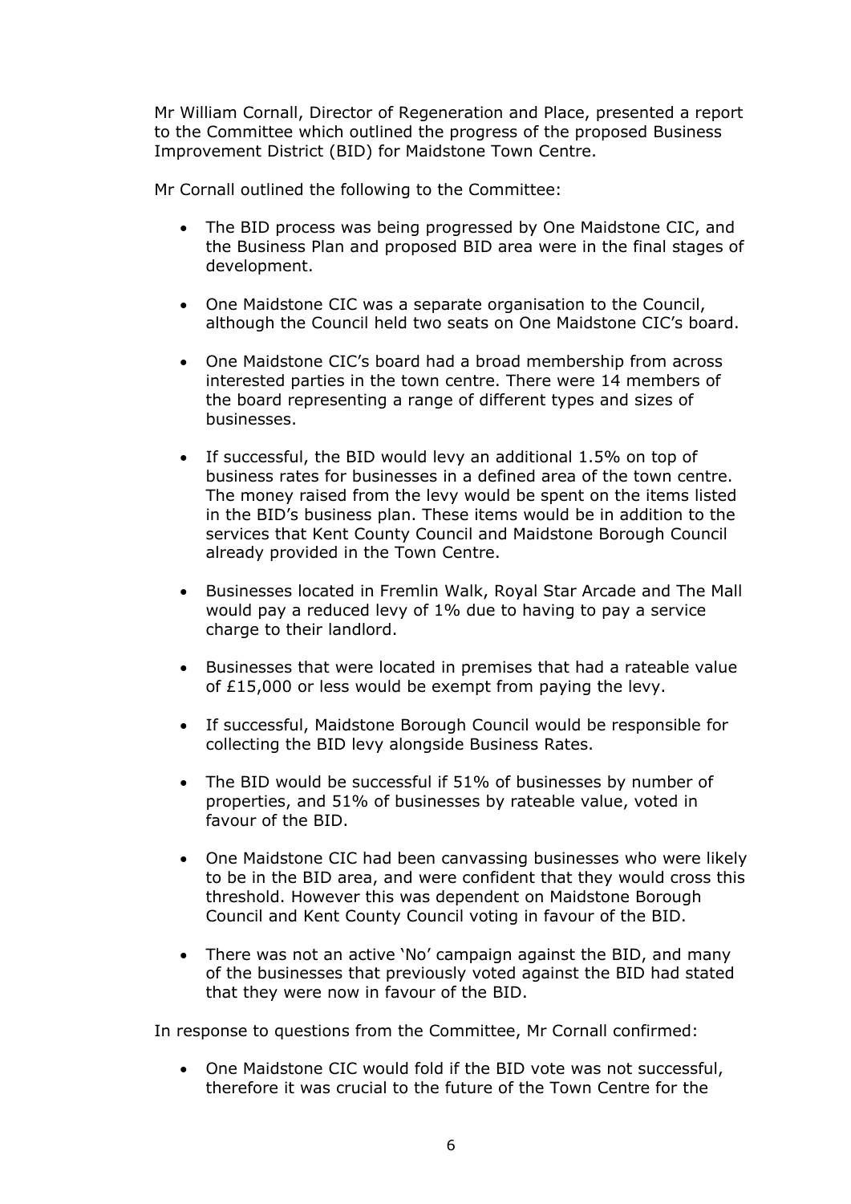Mr William Cornall, Director of Regeneration and Place, presented a report to the Committee which outlined the progress of the proposed Business Improvement District (BID) for Maidstone Town Centre.

Mr Cornall outlined the following to the Committee:

- The BID process was being progressed by One Maidstone CIC, and the Business Plan and proposed BID area were in the final stages of development.
- One Maidstone CIC was a separate organisation to the Council, although the Council held two seats on One Maidstone CIC's board.
- One Maidstone CIC's board had a broad membership from across interested parties in the town centre. There were 14 members of the board representing a range of different types and sizes of businesses.
- If successful, the BID would levy an additional 1.5% on top of business rates for businesses in a defined area of the town centre. The money raised from the levy would be spent on the items listed in the BID's business plan. These items would be in addition to the services that Kent County Council and Maidstone Borough Council already provided in the Town Centre.
- Businesses located in Fremlin Walk, Royal Star Arcade and The Mall would pay a reduced levy of 1% due to having to pay a service charge to their landlord.
- Businesses that were located in premises that had a rateable value of £15,000 or less would be exempt from paying the levy.
- If successful, Maidstone Borough Council would be responsible for collecting the BID levy alongside Business Rates.
- The BID would be successful if 51% of businesses by number of properties, and 51% of businesses by rateable value, voted in favour of the BID.
- One Maidstone CIC had been canvassing businesses who were likely to be in the BID area, and were confident that they would cross this threshold. However this was dependent on Maidstone Borough Council and Kent County Council voting in favour of the BID.
- There was not an active 'No' campaign against the BID, and many of the businesses that previously voted against the BID had stated that they were now in favour of the BID.

In response to questions from the Committee, Mr Cornall confirmed:

- One Maidstone CIC would fold if the BID vote was not successful, therefore it was crucial to the future of the Town Centre for the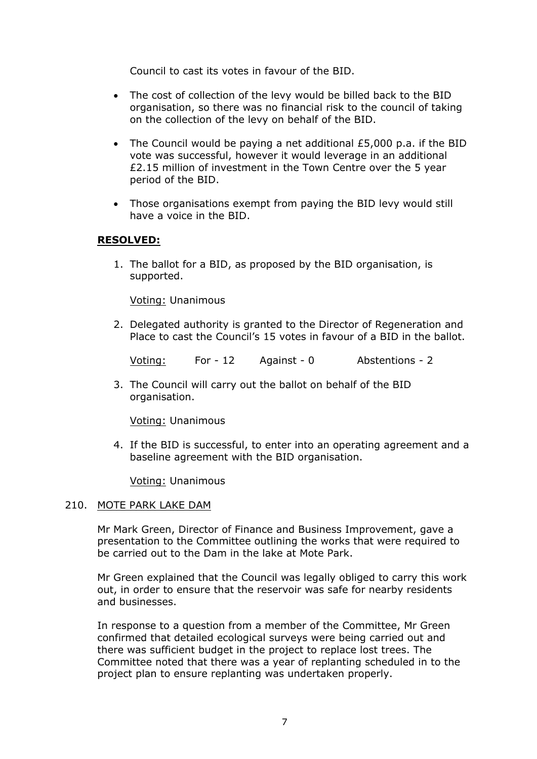Council to cast its votes in favour of the BID.

- The cost of collection of the levy would be billed back to the BID organisation, so there was no financial risk to the council of taking on the collection of the levy on behalf of the BID.

- The Council would be paying a net additional £5,000 p.a. if the BID vote was successful, however it would leverage in an additional £2.15 million of investment in the Town Centre over the 5 year period of the BID.

- Those organisations exempt from paying the BID levy would still have a voice in the BID.

**RESOLVED:**

1. The ballot for a BID, as proposed by the BID organisation, is supported.

   Voting: Unanimous

2. Delegated authority is granted to the Director of Regeneration and Place to cast the Council's 15 votes in favour of a BID in the ballot.

   Voting: For - 12 Against - 0 Abstentions - 2

3. The Council will carry out the ballot on behalf of the BID organisation.

   Voting: Unanimous

4. If the BID is successful, to enter into an operating agreement and a baseline agreement with the BID organisation.

   Voting: Unanimous

210. MOTE PARK LAKE DAM

Mr Mark Green, Director of Finance and Business Improvement, gave a presentation to the Committee outlining the works that were required to be carried out to the Dam in the lake at Mote Park.

Mr Green explained that the Council was legally obliged to carry this work out, in order to ensure that the reservoir was safe for nearby residents and businesses.

In response to a question from a member of the Committee, Mr Green confirmed that detailed ecological surveys were being carried out and there was sufficient budget in the project to replace lost trees. The Committee noted that there was a year of replanting scheduled in to the project plan to ensure replanting was undertaken properly.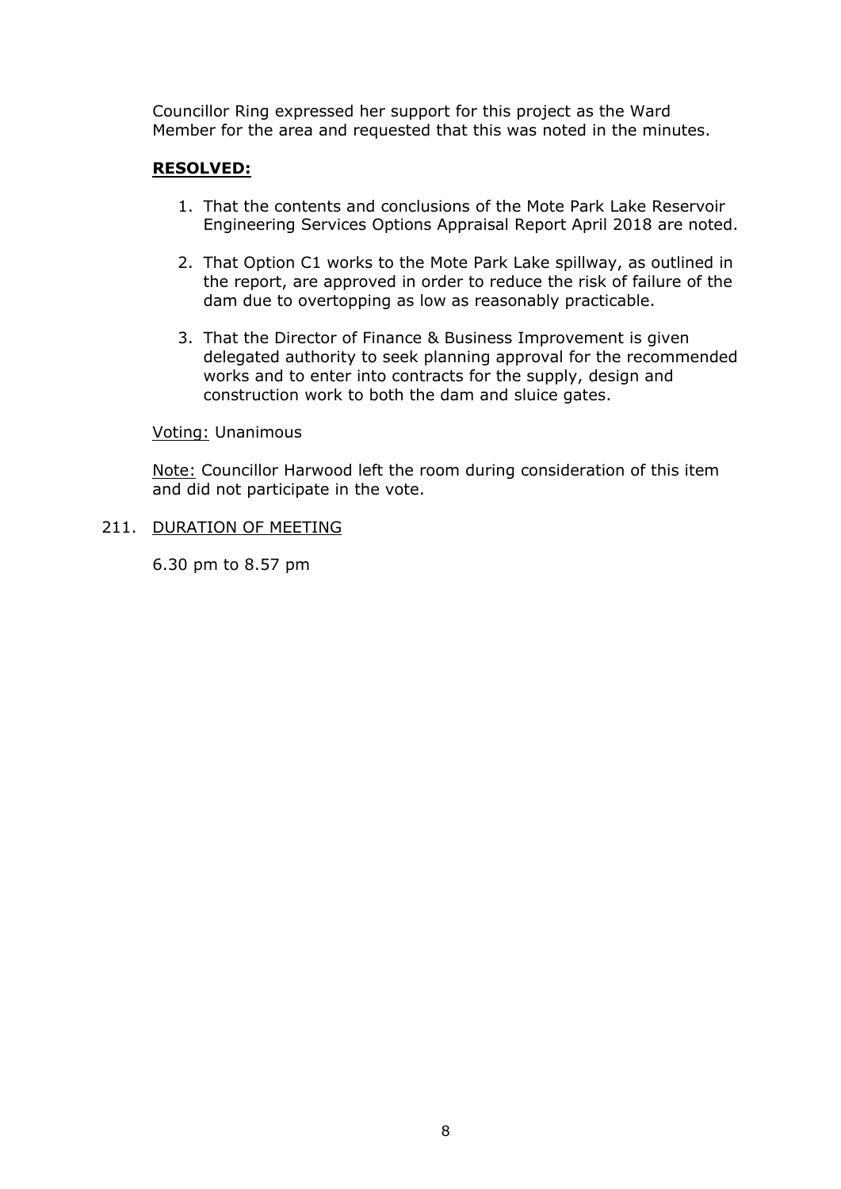Councillor Ring expressed her support for this project as the Ward Member for the area and requested that this was noted in the minutes.

**RESOLVED:**

1. That the contents and conclusions of the Mote Park Lake Reservoir Engineering Services Options Appraisal Report April 2018 are noted.

2. That Option C1 works to the Mote Park Lake spillway, as outlined in the report, are approved in order to reduce the risk of failure of the dam due to overtopping as low as reasonably practicable.

3. That the Director of Finance & Business Improvement is given delegated authority to seek planning approval for the recommended works and to enter into contracts for the supply, design and construction work to both the dam and sluice gates.

Voting: Unanimous

Note: Councillor Harwood left the room during consideration of this item and did not participate in the vote.

211. DURATION OF MEETING

6.30 pm to 8.57 pm